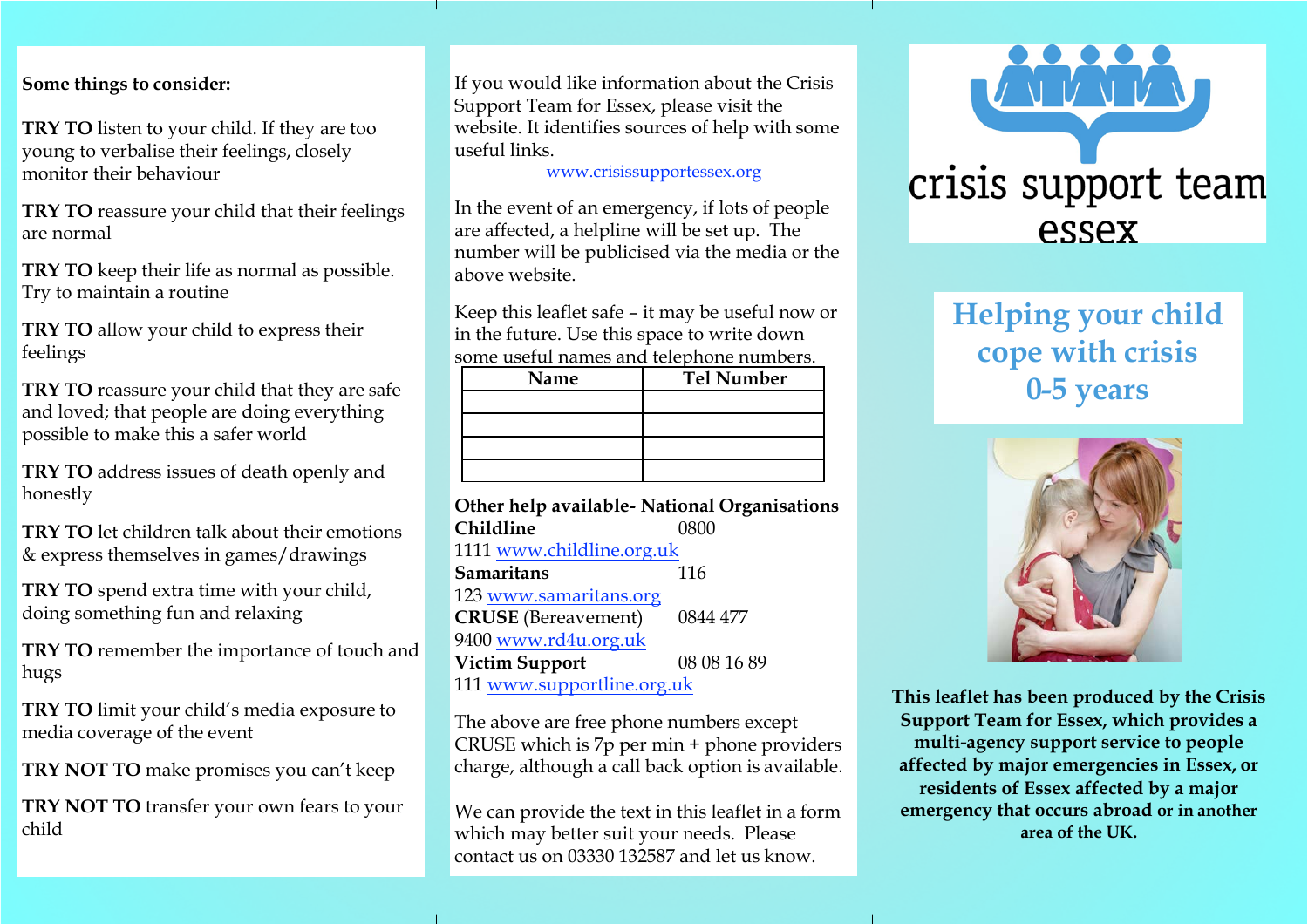**Some things to consider:**

**TRY TO** listen to your child. If they are too young to verbalise their feelings, closely monitor their behaviour

**TRY TO** reassure your child that their feelings are normal

**TRY TO** keep their life as normal as possible. Try to maintain a routine

**TRY TO** allow your child to express their feelings

**TRY TO** reassure your child that they are safe and loved; that people are doing everything possible to make this a safer world

**TRY TO** address issues of death openly and honestly

**TRY TO** let children talk about their emotions & express themselves in games/drawings

**TRY TO** spend extra time with your child, doing something fun and relaxing

**TRY TO** remember the importance of touch and hugs

**TRY TO** limit your child's media exposure to media coverage of the event

**TRY NOT TO** make promises you can't keep

**TRY NOT TO** transfer your own fears to your child

If you would like information about the Crisis Support Team for Essex, please visit the website. It identifies sources of help with some useful links.

www.crisissupportessex.org

In the event of an emergency, if lots of people are affected, a helpline will be set up. The number will be publicised via the media or the above website.

Keep this leaflet safe – it may be useful now or in the future. Use this space to write down some useful names and telephone numbers.

| Name | Tel Number |
|---|---|
| | |
| | |
| | |
| | |

**Other help available- National Organisations**

**Childline** 0800 1111 www.childline.org.uk

**Samaritans** 116 123 www.samaritans.org

**CRUSE** (Bereavement) 0844 477 9400 www.rd4u.org.uk

**Victim Support** 08 08 16 89 111 www.supportline.org.uk

The above are free phone numbers except CRUSE which is 7p per min + phone providers charge, although a call back option is available.

We can provide the text in this leaflet in a form which may better suit your needs. Please contact us on 03330 132587 and let us know.

crisis support team essex

# Helping your child cope with crisis 0-5 years

**This leaflet has been produced by the Crisis Support Team for Essex, which provides a multi-agency support service to people affected by major emergencies in Essex, or residents of Essex affected by a major emergency that occurs abroad or in another area of the UK.**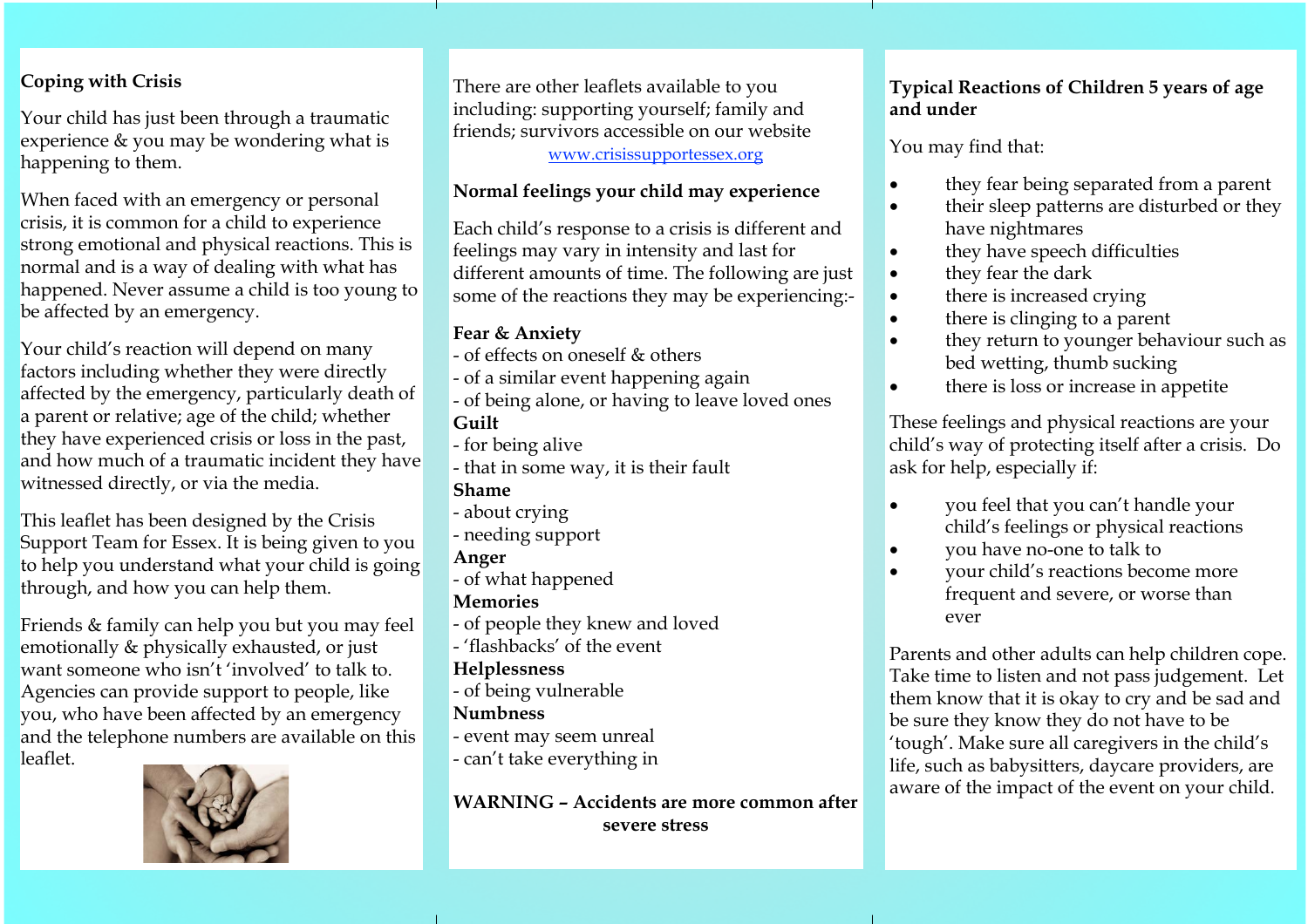## Coping with Crisis

Your child has just been through a traumatic experience & you may be wondering what is happening to them.

When faced with an emergency or personal crisis, it is common for a child to experience strong emotional and physical reactions. This is normal and is a way of dealing with what has happened. Never assume a child is too young to be affected by an emergency.

Your child's reaction will depend on many factors including whether they were directly affected by the emergency, particularly death of a parent or relative; age of the child; whether they have experienced crisis or loss in the past, and how much of a traumatic incident they have witnessed directly, or via the media.

This leaflet has been designed by the Crisis Support Team for Essex. It is being given to you to help you understand what your child is going through, and how you can help them.

Friends & family can help you but you may feel emotionally & physically exhausted, or just want someone who isn't 'involved' to talk to. Agencies can provide support to people, like you, who have been affected by an emergency and the telephone numbers are available on this leaflet.

There are other leaflets available to you including: supporting yourself; family and friends; survivors accessible on our website www.crisissupportessex.org

## Normal feelings your child may experience

Each child's response to a crisis is different and feelings may vary in intensity and last for different amounts of time. The following are just some of the reactions they may be experiencing:-

**Fear & Anxiety**
- of effects on oneself & others
- of a similar event happening again
- of being alone, or having to leave loved ones

**Guilt**
- for being alive
- that in some way, it is their fault

**Shame**
- about crying
- needing support

**Anger**
- of what happened

**Memories**
- of people they knew and loved
- 'flashbacks' of the event

**Helplessness**
- of being vulnerable

**Numbness**
- event may seem unreal
- can't take everything in

**WARNING – Accidents are more common after severe stress**

## Typical Reactions of Children 5 years of age and under

You may find that:

- they fear being separated from a parent
- their sleep patterns are disturbed or they have nightmares
- they have speech difficulties
- they fear the dark
- there is increased crying
- there is clinging to a parent
- they return to younger behaviour such as bed wetting, thumb sucking
- there is loss or increase in appetite

These feelings and physical reactions are your child's way of protecting itself after a crisis. Do ask for help, especially if:

- you feel that you can't handle your child's feelings or physical reactions
- you have no-one to talk to
- your child's reactions become more frequent and severe, or worse than ever

Parents and other adults can help children cope. Take time to listen and not pass judgement. Let them know that it is okay to cry and be sad and be sure they know they do not have to be 'tough'. Make sure all caregivers in the child's life, such as babysitters, daycare providers, are aware of the impact of the event on your child.